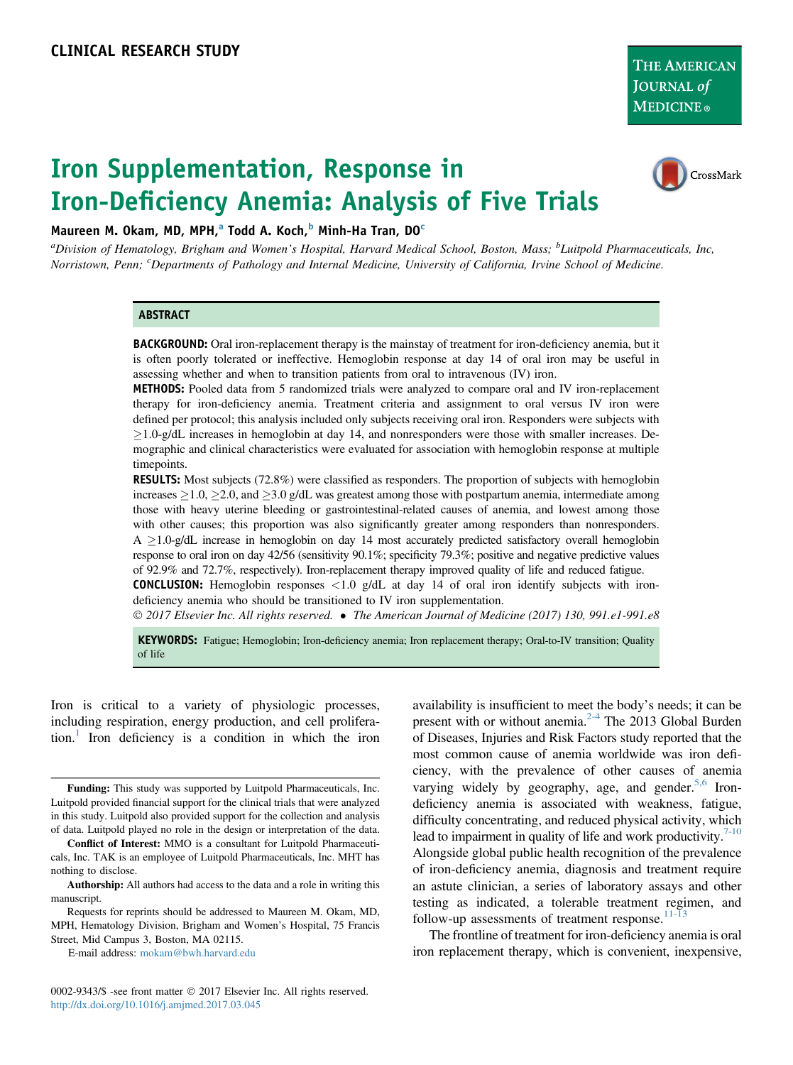CLINICAL RESEARCH STUDY

# Iron Supplementation, Response in Iron-Deficiency Anemia: Analysis of Five Trials

**Maureen M. Okam, MD, MPH,[a] Todd A. Koch,[b] Minh-Ha Tran, DO[c]**

[a]Division of Hematology, Brigham and Women's Hospital, Harvard Medical School, Boston, Mass; [b]Luitpold Pharmaceuticals, Inc, Norristown, Penn; [c]Departments of Pathology and Internal Medicine, University of California, Irvine School of Medicine.

## ABSTRACT

**BACKGROUND:** Oral iron-replacement therapy is the mainstay of treatment for iron-deficiency anemia, but it is often poorly tolerated or ineffective. Hemoglobin response at day 14 of oral iron may be useful in assessing whether and when to transition patients from oral to intravenous (IV) iron.

**METHODS:** Pooled data from 5 randomized trials were analyzed to compare oral and IV iron-replacement therapy for iron-deficiency anemia. Treatment criteria and assignment to oral versus IV iron were defined per protocol; this analysis included only subjects receiving oral iron. Responders were subjects with ≥1.0-g/dL increases in hemoglobin at day 14, and nonresponders were those with smaller increases. Demographic and clinical characteristics were evaluated for association with hemoglobin response at multiple timepoints.

**RESULTS:** Most subjects (72.8%) were classified as responders. The proportion of subjects with hemoglobin increases ≥1.0, ≥2.0, and ≥3.0 g/dL was greatest among those with postpartum anemia, intermediate among those with heavy uterine bleeding or gastrointestinal-related causes of anemia, and lowest among those with other causes; this proportion was also significantly greater among responders than nonresponders. A ≥1.0-g/dL increase in hemoglobin on day 14 most accurately predicted satisfactory overall hemoglobin response to oral iron on day 42/56 (sensitivity 90.1%; specificity 79.3%; positive and negative predictive values of 92.9% and 72.7%, respectively). Iron-replacement therapy improved quality of life and reduced fatigue.

**CONCLUSION:** Hemoglobin responses <1.0 g/dL at day 14 of oral iron identify subjects with iron-deficiency anemia who should be transitioned to IV iron supplementation.

© 2017 Elsevier Inc. All rights reserved. • The American Journal of Medicine (2017) 130, 991.e1-991.e8

**KEYWORDS:** Fatigue; Hemoglobin; Iron-deficiency anemia; Iron replacement therapy; Oral-to-IV transition; Quality of life

Iron is critical to a variety of physiologic processes, including respiration, energy production, and cell proliferation.[1] Iron deficiency is a condition in which the iron availability is insufficient to meet the body's needs; it can be present with or without anemia.[2-4] The 2013 Global Burden of Diseases, Injuries and Risk Factors study reported that the most common cause of anemia worldwide was iron deficiency, with the prevalence of other causes of anemia varying widely by geography, age, and gender.[5,6] Iron-deficiency anemia is associated with weakness, fatigue, difficulty concentrating, and reduced physical activity, which lead to impairment in quality of life and work productivity.[7-10] Alongside global public health recognition of the prevalence of iron-deficiency anemia, diagnosis and treatment require an astute clinician, a series of laboratory assays and other testing as indicated, a tolerable treatment regimen, and follow-up assessments of treatment response.[11-13]

The frontline of treatment for iron-deficiency anemia is oral iron replacement therapy, which is convenient, inexpensive,

**Funding:** This study was supported by Luitpold Pharmaceuticals, Inc. Luitpold provided financial support for the clinical trials that were analyzed in this study. Luitpold also provided support for the collection and analysis of data. Luitpold played no role in the design or interpretation of the data.

**Conflict of Interest:** MMO is a consultant for Luitpold Pharmaceuticals, Inc. TAK is an employee of Luitpold Pharmaceuticals, Inc. MHT has nothing to disclose.

**Authorship:** All authors had access to the data and a role in writing this manuscript.

Requests for reprints should be addressed to Maureen M. Okam, MD, MPH, Hematology Division, Brigham and Women's Hospital, 75 Francis Street, Mid Campus 3, Boston, MA 02115.

E-mail address: mokam@bwh.harvard.edu

0002-9343/$ -see front matter © 2017 Elsevier Inc. All rights reserved.
http://dx.doi.org/10.1016/j.amjmed.2017.03.045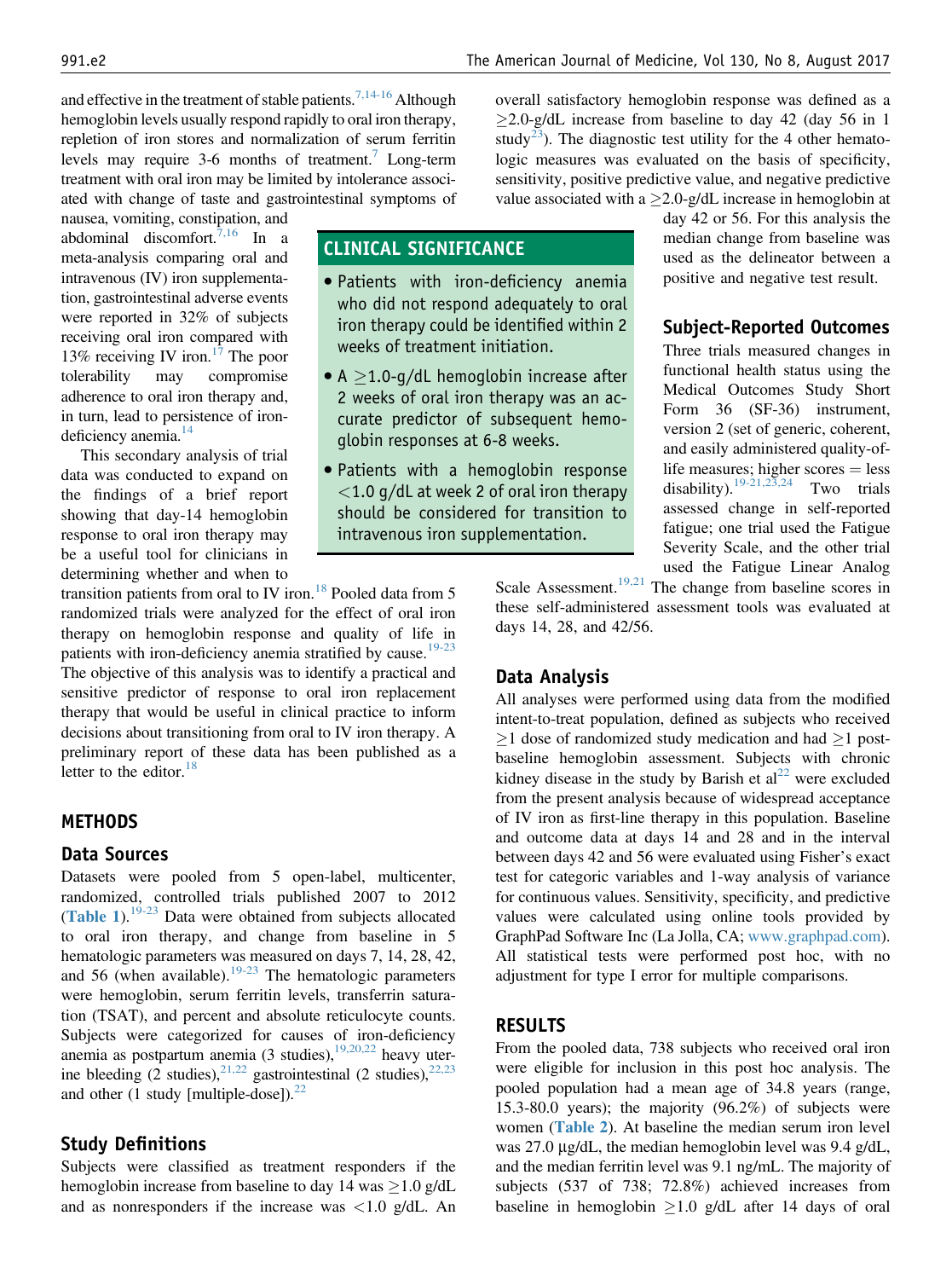and effective in the treatment of stable patients.[7,14-16] Although hemoglobin levels usually respond rapidly to oral iron therapy, repletion of iron stores and normalization of serum ferritin levels may require 3-6 months of treatment.[7] Long-term treatment with oral iron may be limited by intolerance associated with change of taste and gastrointestinal symptoms of nausea, vomiting, constipation, and abdominal discomfort.[7,16] In a meta-analysis comparing oral and intravenous (IV) iron supplementation, gastrointestinal adverse events were reported in 32% of subjects receiving oral iron compared with 13% receiving IV iron.[17] The poor tolerability may compromise adherence to oral iron therapy and, in turn, lead to persistence of iron-deficiency anemia.[14]

This secondary analysis of trial data was conducted to expand on the findings of a brief report showing that day-14 hemoglobin response to oral iron therapy may be a useful tool for clinicians in determining whether and when to transition patients from oral to IV iron.[18] Pooled data from 5 randomized trials were analyzed for the effect of oral iron therapy on hemoglobin response and quality of life in patients with iron-deficiency anemia stratified by cause.[19-23] The objective of this analysis was to identify a practical and sensitive predictor of response to oral iron replacement therapy that would be useful in clinical practice to inform decisions about transitioning from oral to IV iron therapy. A preliminary report of these data has been published as a letter to the editor.[18]

> **CLINICAL SIGNIFICANCE**
>
> - Patients with iron-deficiency anemia who did not respond adequately to oral iron therapy could be identified within 2 weeks of treatment initiation.
> - A ≥1.0-g/dL hemoglobin increase after 2 weeks of oral iron therapy was an accurate predictor of subsequent hemoglobin responses at 6-8 weeks.
> - Patients with a hemoglobin response <1.0 g/dL at week 2 of oral iron therapy should be considered for transition to intravenous iron supplementation.

## METHODS

### Data Sources

Datasets were pooled from 5 open-label, multicenter, randomized, controlled trials published 2007 to 2012 (Table 1).[19-23] Data were obtained from subjects allocated to oral iron therapy, and change from baseline in 5 hematologic parameters was measured on days 7, 14, 28, 42, and 56 (when available).[19-23] The hematologic parameters were hemoglobin, serum ferritin levels, transferrin saturation (TSAT), and percent and absolute reticulocyte counts. Subjects were categorized for causes of iron-deficiency anemia as postpartum anemia (3 studies),[19,20,22] heavy uterine bleeding (2 studies),[21,22] gastrointestinal (2 studies),[22,23] and other (1 study [multiple-dose]).[22]

### Study Definitions

Subjects were classified as treatment responders if the hemoglobin increase from baseline to day 14 was ≥1.0 g/dL and as nonresponders if the increase was <1.0 g/dL. An overall satisfactory hemoglobin response was defined as a ≥2.0-g/dL increase from baseline to day 42 (day 56 in 1 study[23]). The diagnostic test utility for the 4 other hematologic measures was evaluated on the basis of specificity, sensitivity, positive predictive value, and negative predictive value associated with a ≥2.0-g/dL increase in hemoglobin at day 42 or 56. For this analysis the median change from baseline was used as the delineator between a positive and negative test result.

### Subject-Reported Outcomes

Three trials measured changes in functional health status using the Medical Outcomes Study Short Form 36 (SF-36) instrument, version 2 (set of generic, coherent, and easily administered quality-of-life measures; higher scores = less disability).[19-21,23,24] Two trials assessed change in self-reported fatigue; one trial used the Fatigue Severity Scale, and the other trial used the Fatigue Linear Analog Scale Assessment.[19,21] The change from baseline scores in these self-administered assessment tools was evaluated at days 14, 28, and 42/56.

### Data Analysis

All analyses were performed using data from the modified intent-to-treat population, defined as subjects who received ≥1 dose of randomized study medication and had ≥1 post-baseline hemoglobin assessment. Subjects with chronic kidney disease in the study by Barish et al[22] were excluded from the present analysis because of widespread acceptance of IV iron as first-line therapy in this population. Baseline and outcome data at days 14 and 28 and in the interval between days 42 and 56 were evaluated using Fisher's exact test for categoric variables and 1-way analysis of variance for continuous values. Sensitivity, specificity, and predictive values were calculated using online tools provided by GraphPad Software Inc (La Jolla, CA; www.graphpad.com). All statistical tests were performed post hoc, with no adjustment for type I error for multiple comparisons.

## RESULTS

From the pooled data, 738 subjects who received oral iron were eligible for inclusion in this post hoc analysis. The pooled population had a mean age of 34.8 years (range, 15.3-80.0 years); the majority (96.2%) of subjects were women (Table 2). At baseline the median serum iron level was 27.0 μg/dL, the median hemoglobin level was 9.4 g/dL, and the median ferritin level was 9.1 ng/mL. The majority of subjects (537 of 738; 72.8%) achieved increases from baseline in hemoglobin ≥1.0 g/dL after 14 days of oral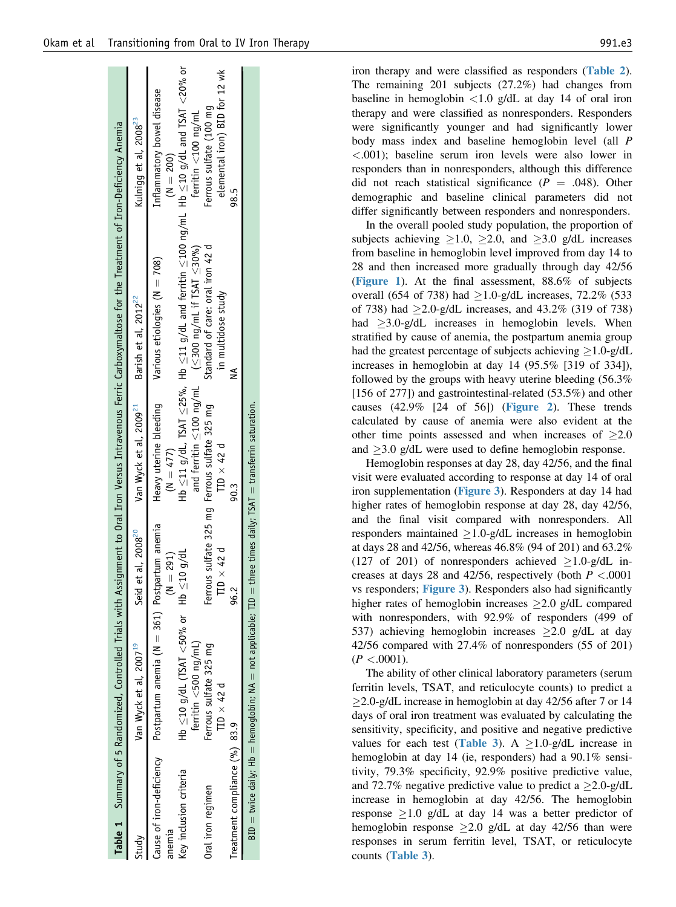**Table 1** Summary of 5 Randomized, Controlled Trials with Assignment to Oral Iron Versus Intravenous Ferric Carboxymaltose for the Treatment of Iron-Deficiency Anemia

| Study | Van Wyck et al, 2007[19] | Seid et al, 2008[20] | Van Wyck et al, 2009[21] | Barish et al, 2012[22] | Kulnigg et al, 2008[23] |
|---|---|---|---|---|---|
| Cause of iron-deficiency anemia | Postpartum anemia (N = 361) | Postpartum anemia (N = 291) | Heavy uterine bleeding (N = 477) | Various etiologies (N = 708) | Inflammatory bowel disease (N = 200) |
| Key inclusion criteria | Hb ≤10 g/dL (TSAT <50% or ferritin <500 ng/mL) | Hb ≤10 g/dL | Hb ≤11 g/dL, TSAT ≤25%, and ferritin ≤100 ng/mL | Hb ≤11 g/dL and ferritin ≤100 ng/mL (≤300 ng/mL if TSAT ≤30%) | Hb ≤10 g/dL and TSAT <20% or ferritin <100 ng/mL |
| Oral iron regimen | Ferrous sulfate 325 mg TID × 42 d | Ferrous sulfate 325 mg TID × 42 d | Ferrous sulfate 325 mg TID × 42 d | Standard of care: oral iron 42 d in multidose study | Ferrous sulfate (100 mg elemental iron) BID for 12 wk |
| Treatment compliance (%) | 83.9 | 96.2 | 90.3 | NA | 98.5 |

BID = twice daily; Hb = hemoglobin; NA = not applicable; TID = three times daily; TSAT = transferrin saturation.

iron therapy and were classified as responders (Table 2). The remaining 201 subjects (27.2%) had changes from baseline in hemoglobin <1.0 g/dL at day 14 of oral iron therapy and were classified as nonresponders. Responders were significantly younger and had significantly lower body mass index and baseline hemoglobin level (all $P < .001$); baseline serum iron levels were also lower in responders than in nonresponders, although this difference did not reach statistical significance ($P = .048$). Other demographic and baseline clinical parameters did not differ significantly between responders and nonresponders.

In the overall pooled study population, the proportion of subjects achieving ≥1.0, ≥2.0, and ≥3.0 g/dL increases from baseline in hemoglobin level improved from day 14 to 28 and then increased more gradually through day 42/56 (Figure 1). At the final assessment, 88.6% of subjects overall (654 of 738) had ≥1.0-g/dL increases, 72.2% (533 of 738) had ≥2.0-g/dL increases, and 43.2% (319 of 738) had ≥3.0-g/dL increases in hemoglobin levels. When stratified by cause of anemia, the postpartum anemia group had the greatest percentage of subjects achieving ≥1.0-g/dL increases in hemoglobin at day 14 (95.5% [319 of 334]), followed by the groups with heavy uterine bleeding (56.3% [156 of 277]) and gastrointestinal-related (53.5%) and other causes (42.9% [24 of 56]) (Figure 2). These trends calculated by cause of anemia were also evident at the other time points assessed and when increases of ≥2.0 and ≥3.0 g/dL were used to define hemoglobin response.

Hemoglobin responses at day 28, day 42/56, and the final visit were evaluated according to response at day 14 of oral iron supplementation (Figure 3). Responders at day 14 had higher rates of hemoglobin response at day 28, day 42/56, and the final visit compared with nonresponders. All responders maintained ≥1.0-g/dL increases in hemoglobin at days 28 and 42/56, whereas 46.8% (94 of 201) and 63.2% (127 of 201) of nonresponders achieved ≥1.0-g/dL increases at days 28 and 42/56, respectively (both $P < .0001$ vs responders; Figure 3). Responders also had significantly higher rates of hemoglobin increases ≥2.0 g/dL compared with nonresponders, with 92.9% of responders (499 of 537) achieving hemoglobin increases ≥2.0 g/dL at day 42/56 compared with 27.4% of nonresponders (55 of 201) ($P < .0001$).

The ability of other clinical laboratory parameters (serum ferritin levels, TSAT, and reticulocyte counts) to predict a ≥2.0-g/dL increase in hemoglobin at day 42/56 after 7 or 14 days of oral iron treatment was evaluated by calculating the sensitivity, specificity, and positive and negative predictive values for each test (Table 3). A ≥1.0-g/dL increase in hemoglobin at day 14 (ie, responders) had a 90.1% sensitivity, 79.3% specificity, 92.9% positive predictive value, and 72.7% negative predictive value to predict a ≥2.0-g/dL increase in hemoglobin at day 42/56. The hemoglobin response ≥1.0 g/dL at day 14 was a better predictor of hemoglobin response ≥2.0 g/dL at day 42/56 than were responses in serum ferritin level, TSAT, or reticulocyte counts (Table 3).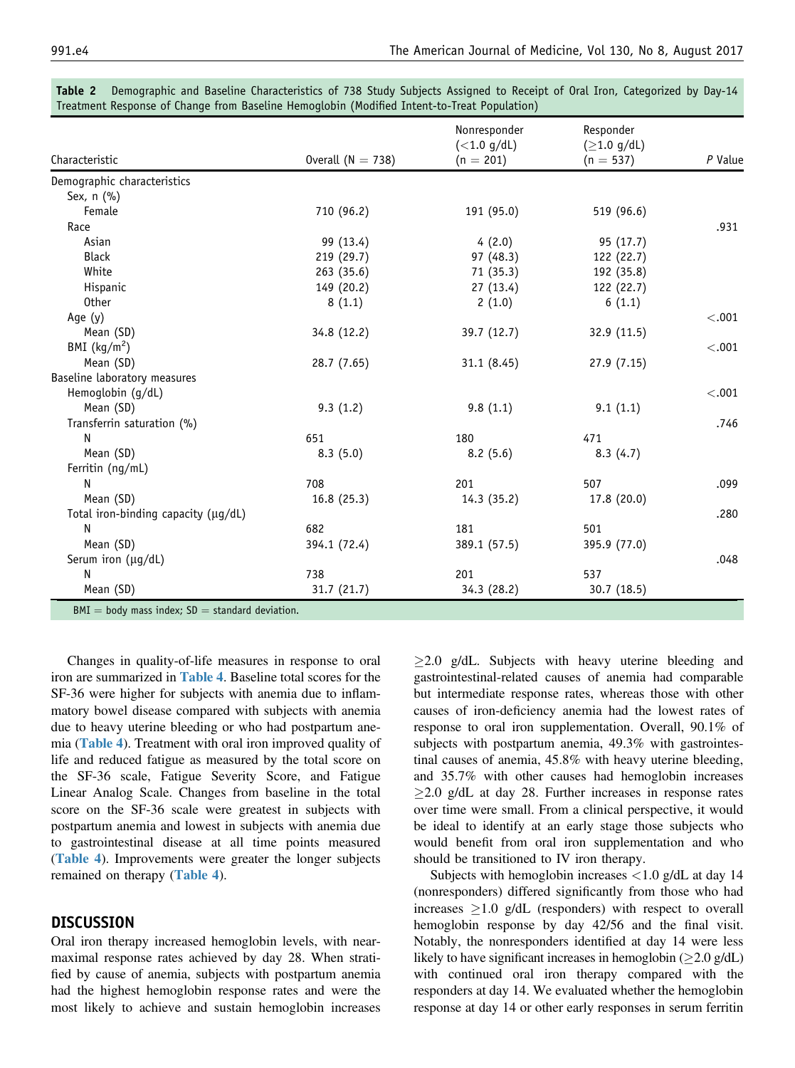**Table 2** Demographic and Baseline Characteristics of 738 Study Subjects Assigned to Receipt of Oral Iron, Categorized by Day-14 Treatment Response of Change from Baseline Hemoglobin (Modified Intent-to-Treat Population)

| Characteristic | Overall (N = 738) | Nonresponder (<1.0 g/dL) (n = 201) | Responder (≥1.0 g/dL) (n = 537) | *P* Value |
|---|---|---|---|---|
| Demographic characteristics | | | | |
| Sex, n (%) | | | | |
| Female | 710 (96.2) | 191 (95.0) | 519 (96.6) | |
| Race | | | | .931 |
| Asian | 99 (13.4) | 4 (2.0) | 95 (17.7) | |
| Black | 219 (29.7) | 97 (48.3) | 122 (22.7) | |
| White | 263 (35.6) | 71 (35.3) | 192 (35.8) | |
| Hispanic | 149 (20.2) | 27 (13.4) | 122 (22.7) | |
| Other | 8 (1.1) | 2 (1.0) | 6 (1.1) | |
| Age (y) | | | | <.001 |
| Mean (SD) | 34.8 (12.2) | 39.7 (12.7) | 32.9 (11.5) | |
| BMI (kg/m$^2$) | | | | <.001 |
| Mean (SD) | 28.7 (7.65) | 31.1 (8.45) | 27.9 (7.15) | |
| Baseline laboratory measures | | | | |
| Hemoglobin (g/dL) | | | | <.001 |
| Mean (SD) | 9.3 (1.2) | 9.8 (1.1) | 9.1 (1.1) | |
| Transferrin saturation (%) | | | | .746 |
| N | 651 | 180 | 471 | |
| Mean (SD) | 8.3 (5.0) | 8.2 (5.6) | 8.3 (4.7) | |
| Ferritin (ng/mL) | | | | |
| N | 708 | 201 | 507 | .099 |
| Mean (SD) | 16.8 (25.3) | 14.3 (35.2) | 17.8 (20.0) | |
| Total iron-binding capacity (μg/dL) | | | | .280 |
| N | 682 | 181 | 501 | |
| Mean (SD) | 394.1 (72.4) | 389.1 (57.5) | 395.9 (77.0) | |
| Serum iron (μg/dL) | | | | .048 |
| N | 738 | 201 | 537 | |
| Mean (SD) | 31.7 (21.7) | 34.3 (28.2) | 30.7 (18.5) | |

BMI = body mass index; SD = standard deviation.

Changes in quality-of-life measures in response to oral iron are summarized in **Table 4**. Baseline total scores for the SF-36 were higher for subjects with anemia due to inflammatory bowel disease compared with subjects with anemia due to heavy uterine bleeding or who had postpartum anemia (**Table 4**). Treatment with oral iron improved quality of life and reduced fatigue as measured by the total score on the SF-36 scale, Fatigue Severity Score, and Fatigue Linear Analog Scale. Changes from baseline in the total score on the SF-36 scale were greatest in subjects with postpartum anemia and lowest in subjects with anemia due to gastrointestinal disease at all time points measured (**Table 4**). Improvements were greater the longer subjects remained on therapy (**Table 4**).

## DISCUSSION

Oral iron therapy increased hemoglobin levels, with near-maximal response rates achieved by day 28. When stratified by cause of anemia, subjects with postpartum anemia had the highest hemoglobin response rates and were the most likely to achieve and sustain hemoglobin increases ≥2.0 g/dL. Subjects with heavy uterine bleeding and gastrointestinal-related causes of anemia had comparable but intermediate response rates, whereas those with other causes of iron-deficiency anemia had the lowest rates of response to oral iron supplementation. Overall, 90.1% of subjects with postpartum anemia, 49.3% with gastrointestinal causes of anemia, 45.8% with heavy uterine bleeding, and 35.7% with other causes had hemoglobin increases ≥2.0 g/dL at day 28. Further increases in response rates over time were small. From a clinical perspective, it would be ideal to identify at an early stage those subjects who would benefit from oral iron supplementation and who should be transitioned to IV iron therapy.

Subjects with hemoglobin increases <1.0 g/dL at day 14 (nonresponders) differed significantly from those who had increases ≥1.0 g/dL (responders) with respect to overall hemoglobin response by day 42/56 and the final visit. Notably, the nonresponders identified at day 14 were less likely to have significant increases in hemoglobin (≥2.0 g/dL) with continued oral iron therapy compared with the responders at day 14. We evaluated whether the hemoglobin response at day 14 or other early responses in serum ferritin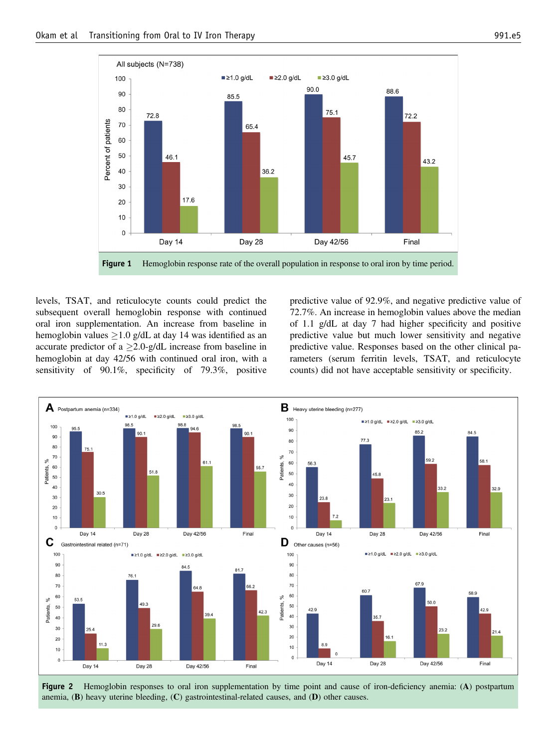Figure 1 Hemoglobin response rate of the overall population in response to oral iron by time period.

levels, TSAT, and reticulocyte counts could predict the subsequent overall hemoglobin response with continued oral iron supplementation. An increase from baseline in hemoglobin values ≥1.0 g/dL at day 14 was identified as an accurate predictor of a ≥2.0-g/dL increase from baseline in hemoglobin at day 42/56 with continued oral iron, with a sensitivity of 90.1%, specificity of 79.3%, positive predictive value of 92.9%, and negative predictive value of 72.7%. An increase in hemoglobin values above the median of 1.1 g/dL at day 7 had higher specificity and positive predictive value but much lower sensitivity and negative predictive value. Responses based on the other clinical parameters (serum ferritin levels, TSAT, and reticulocyte counts) did not have acceptable sensitivity or specificity.

Figure 2 Hemoglobin responses to oral iron supplementation by time point and cause of iron-deficiency anemia: (**A**) postpartum anemia, (**B**) heavy uterine bleeding, (**C**) gastrointestinal-related causes, and (**D**) other causes.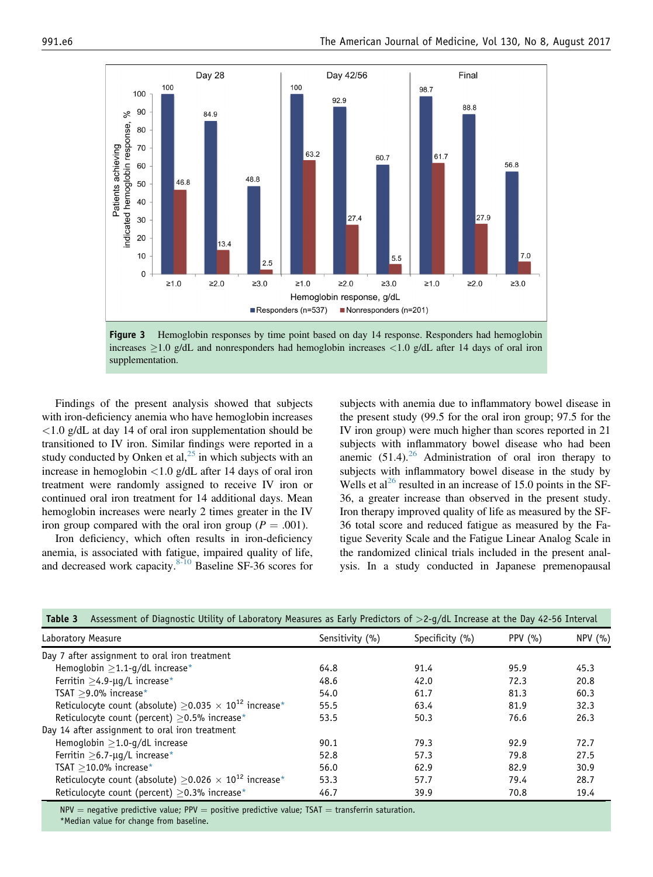**Figure 3** Hemoglobin responses by time point based on day 14 response. Responders had hemoglobin increases ≥1.0 g/dL and nonresponders had hemoglobin increases <1.0 g/dL after 14 days of oral iron supplementation.

Findings of the present analysis showed that subjects with iron-deficiency anemia who have hemoglobin increases <1.0 g/dL at day 14 of oral iron supplementation should be transitioned to IV iron. Similar findings were reported in a study conducted by Onken et al,[25] in which subjects with an increase in hemoglobin <1.0 g/dL after 14 days of oral iron treatment were randomly assigned to receive IV iron or continued oral iron treatment for 14 additional days. Mean hemoglobin increases were nearly 2 times greater in the IV iron group compared with the oral iron group ($P = .001$).

Iron deficiency, which often results in iron-deficiency anemia, is associated with fatigue, impaired quality of life, and decreased work capacity.[8-10] Baseline SF-36 scores for subjects with anemia due to inflammatory bowel disease in the present study (99.5 for the oral iron group; 97.5 for the IV iron group) were much higher than scores reported in 21 subjects with inflammatory bowel disease who had been anemic (51.4).[26] Administration of oral iron therapy to subjects with inflammatory bowel disease in the study by Wells et al[26] resulted in an increase of 15.0 points in the SF-36, a greater increase than observed in the present study. Iron therapy improved quality of life as measured by the SF-36 total score and reduced fatigue as measured by the Fatigue Severity Scale and the Fatigue Linear Analog Scale in the randomized clinical trials included in the present analysis. In a study conducted in Japanese premenopausal

**Table 3** Assessment of Diagnostic Utility of Laboratory Measures as Early Predictors of >2-g/dL Increase at the Day 42-56 Interval

| Laboratory Measure | Sensitivity (%) | Specificity (%) | PPV (%) | NPV (%) |
|---|---|---|---|---|
| Day 7 after assignment to oral iron treatment | | | | |
| Hemoglobin ≥1.1-g/dL increase* | 64.8 | 91.4 | 95.9 | 45.3 |
| Ferritin ≥4.9-µg/L increase* | 48.6 | 42.0 | 72.3 | 20.8 |
| TSAT ≥9.0% increase* | 54.0 | 61.7 | 81.3 | 60.3 |
| Reticulocyte count (absolute) ≥0.035 × $10^{12}$ increase* | 55.5 | 63.4 | 81.9 | 32.3 |
| Reticulocyte count (percent) ≥0.5% increase* | 53.5 | 50.3 | 76.6 | 26.3 |
| Day 14 after assignment to oral iron treatment | | | | |
| Hemoglobin ≥1.0-g/dL increase | 90.1 | 79.3 | 92.9 | 72.7 |
| Ferritin ≥6.7-µg/L increase* | 52.8 | 57.3 | 79.8 | 27.5 |
| TSAT ≥10.0% increase* | 56.0 | 62.9 | 82.9 | 30.9 |
| Reticulocyte count (absolute) ≥0.026 × $10^{12}$ increase* | 53.3 | 57.7 | 79.4 | 28.7 |
| Reticulocyte count (percent) ≥0.3% increase* | 46.7 | 39.9 | 70.8 | 19.4 |

NPV = negative predictive value; PPV = positive predictive value; TSAT = transferrin saturation.
*Median value for change from baseline.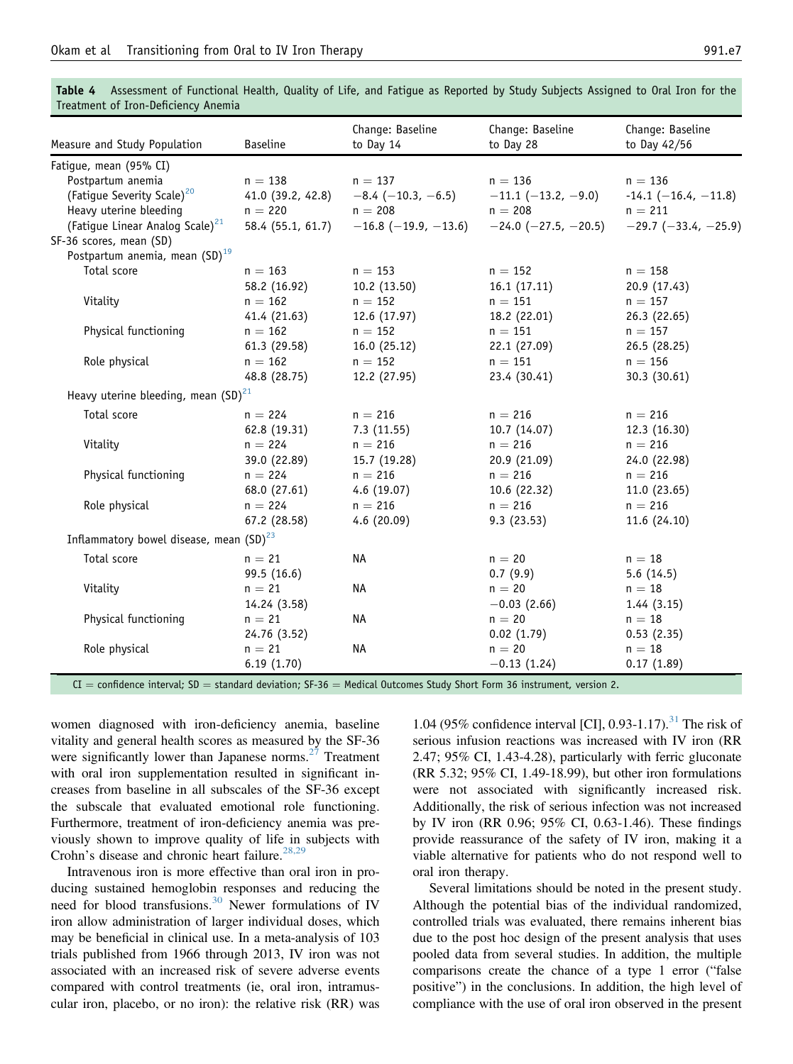**Table 4** Assessment of Functional Health, Quality of Life, and Fatigue as Reported by Study Subjects Assigned to Oral Iron for the Treatment of Iron-Deficiency Anemia

| Measure and Study Population | Baseline | Change: Baseline to Day 14 | Change: Baseline to Day 28 | Change: Baseline to Day 42/56 |
|---|---|---|---|---|
| Fatigue, mean (95% CI) | | | | |
| Postpartum anemia (Fatigue Severity Scale)[20] | n = 138<br>41.0 (39.2, 42.8) | n = 137<br>−8.4 (−10.3, −6.5) | n = 136<br>−11.1 (−13.2, −9.0) | n = 136<br>-14.1 (−16.4, −11.8) |
| Heavy uterine bleeding (Fatigue Linear Analog Scale)[21] | n = 220<br>58.4 (55.1, 61.7) | n = 208<br>−16.8 (−19.9, −13.6) | n = 208<br>−24.0 (−27.5, −20.5) | n = 211<br>−29.7 (−33.4, −25.9) |
| SF-36 scores, mean (SD) | | | | |
| Postpartum anemia, mean (SD)[19] | | | | |
| Total score | n = 163<br>58.2 (16.92) | n = 153<br>10.2 (13.50) | n = 152<br>16.1 (17.11) | n = 158<br>20.9 (17.43) |
| Vitality | n = 162<br>41.4 (21.63) | n = 152<br>12.6 (17.97) | n = 151<br>18.2 (22.01) | n = 157<br>26.3 (22.65) |
| Physical functioning | n = 162<br>61.3 (29.58) | n = 152<br>16.0 (25.12) | n = 151<br>22.1 (27.09) | n = 157<br>26.5 (28.25) |
| Role physical | n = 162<br>48.8 (28.75) | n = 152<br>12.2 (27.95) | n = 151<br>23.4 (30.41) | n = 156<br>30.3 (30.61) |
| Heavy uterine bleeding, mean (SD)[21] | | | | |
| Total score | n = 224<br>62.8 (19.31) | n = 216<br>7.3 (11.55) | n = 216<br>10.7 (14.07) | n = 216<br>12.3 (16.30) |
| Vitality | n = 224<br>39.0 (22.89) | n = 216<br>15.7 (19.28) | n = 216<br>20.9 (21.09) | n = 216<br>24.0 (22.98) |
| Physical functioning | n = 224<br>68.0 (27.61) | n = 216<br>4.6 (19.07) | n = 216<br>10.6 (22.32) | n = 216<br>11.0 (23.65) |
| Role physical | n = 224<br>67.2 (28.58) | n = 216<br>4.6 (20.09) | n = 216<br>9.3 (23.53) | n = 216<br>11.6 (24.10) |
| Inflammatory bowel disease, mean (SD)[23] | | | | |
| Total score | n = 21<br>99.5 (16.6) | NA | n = 20<br>0.7 (9.9) | n = 18<br>5.6 (14.5) |
| Vitality | n = 21<br>14.24 (3.58) | NA | n = 20<br>−0.03 (2.66) | n = 18<br>1.44 (3.15) |
| Physical functioning | n = 21<br>24.76 (3.52) | NA | n = 20<br>0.02 (1.79) | n = 18<br>0.53 (2.35) |
| Role physical | n = 21<br>6.19 (1.70) | NA | n = 20<br>−0.13 (1.24) | n = 18<br>0.17 (1.89) |

CI = confidence interval; SD = standard deviation; SF-36 = Medical Outcomes Study Short Form 36 instrument, version 2.

women diagnosed with iron-deficiency anemia, baseline vitality and general health scores as measured by the SF-36 were significantly lower than Japanese norms.[27] Treatment with oral iron supplementation resulted in significant increases from baseline in all subscales of the SF-36 except the subscale that evaluated emotional role functioning. Furthermore, treatment of iron-deficiency anemia was previously shown to improve quality of life in subjects with Crohn's disease and chronic heart failure.[28,29]

Intravenous iron is more effective than oral iron in producing sustained hemoglobin responses and reducing the need for blood transfusions.[30] Newer formulations of IV iron allow administration of larger individual doses, which may be beneficial in clinical use. In a meta-analysis of 103 trials published from 1966 through 2013, IV iron was not associated with an increased risk of severe adverse events compared with control treatments (ie, oral iron, intramuscular iron, placebo, or no iron): the relative risk (RR) was 1.04 (95% confidence interval [CI], 0.93-1.17).[31] The risk of serious infusion reactions was increased with IV iron (RR 2.47; 95% CI, 1.43-4.28), particularly with ferric gluconate (RR 5.32; 95% CI, 1.49-18.99), but other iron formulations were not associated with significantly increased risk. Additionally, the risk of serious infection was not increased by IV iron (RR 0.96; 95% CI, 0.63-1.46). These findings provide reassurance of the safety of IV iron, making it a viable alternative for patients who do not respond well to oral iron therapy.

Several limitations should be noted in the present study. Although the potential bias of the individual randomized, controlled trials was evaluated, there remains inherent bias due to the post hoc design of the present analysis that uses pooled data from several studies. In addition, the multiple comparisons create the chance of a type 1 error ("false positive") in the conclusions. In addition, the high level of compliance with the use of oral iron observed in the present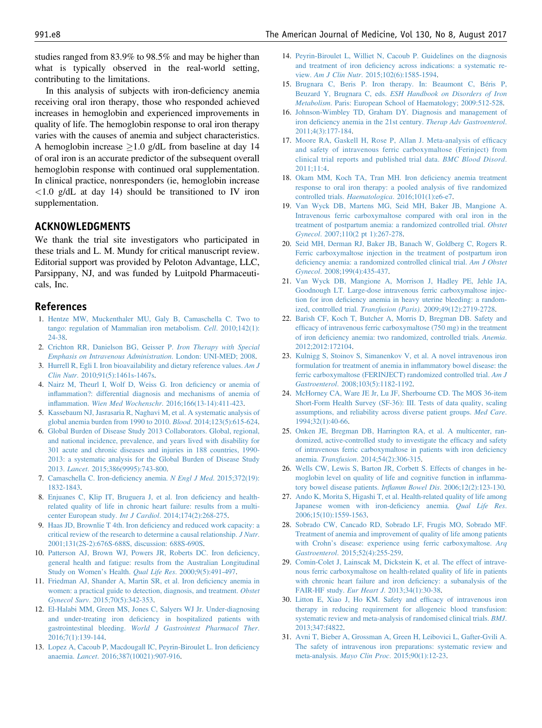studies ranged from 83.9% to 98.5% and may be higher than what is typically observed in the real-world setting, contributing to the limitations.

In this analysis of subjects with iron-deficiency anemia receiving oral iron therapy, those who responded achieved increases in hemoglobin and experienced improvements in quality of life. The hemoglobin response to oral iron therapy varies with the causes of anemia and subject characteristics. A hemoglobin increase $\geq$1.0 g/dL from baseline at day 14 of oral iron is an accurate predictor of the subsequent overall hemoglobin response with continued oral supplementation. In clinical practice, nonresponders (ie, hemoglobin increase $<$1.0 g/dL at day 14) should be transitioned to IV iron supplementation.

## ACKNOWLEDGMENTS

We thank the trial site investigators who participated in these trials and L. M. Mundy for critical manuscript review. Editorial support was provided by Peloton Advantage, LLC, Parsippany, NJ, and was funded by Luitpold Pharmaceuticals, Inc.

## References

1. Hentze MW, Muckenthaler MU, Galy B, Camaschella C. Two to tango: regulation of Mammalian iron metabolism. *Cell*. 2010;142(1):24-38.
2. Crichton RR, Danielson BG, Geisser P. *Iron Therapy with Special Emphasis on Intravenous Administration*. London: UNI-MED; 2008.
3. Hurrell R, Egli I. Iron bioavailability and dietary reference values. *Am J Clin Nutr*. 2010;91(5):1461s-1467s.
4. Nairz M, Theurl I, Wolf D, Weiss G. Iron deficiency or anemia of inflammation?: differential diagnosis and mechanisms of anemia of inflammation. *Wien Med Wochenschr*. 2016;166(13-14):411-423.
5. Kassebaum NJ, Jasrasaria R, Naghavi M, et al. A systematic analysis of global anemia burden from 1990 to 2010. *Blood*. 2014;123(5):615-624.
6. Global Burden of Disease Study 2013 Collaborators. Global, regional, and national incidence, prevalence, and years lived with disability for 301 acute and chronic diseases and injuries in 188 countries, 1990-2013: a systematic analysis for the Global Burden of Disease Study 2013. *Lancet*. 2015;386(9995):743-800.
7. Camaschella C. Iron-deficiency anemia. *N Engl J Med*. 2015;372(19):1832-1843.
8. Enjuanes C, Klip IT, Bruguera J, et al. Iron deficiency and health-related quality of life in chronic heart failure: results from a multicenter European study. *Int J Cardiol*. 2014;174(2):268-275.
9. Haas JD, Brownlie T 4th. Iron deficiency and reduced work capacity: a critical review of the research to determine a causal relationship. *J Nutr*. 2001;131(2S-2):676S-688S, discussion: 688S-690S.
10. Patterson AJ, Brown WJ, Powers JR, Roberts DC. Iron deficiency, general health and fatigue: results from the Australian Longitudinal Study on Women's Health. *Qual Life Res*. 2000;9(5):491-497.
11. Friedman AJ, Shander A, Martin SR, et al. Iron deficiency anemia in women: a practical guide to detection, diagnosis, and treatment. *Obstet Gynecol Surv*. 2015;70(5):342-353.
12. El-Halabi MM, Green MS, Jones C, Salyers WJ Jr. Under-diagnosing and under-treating iron deficiency in hospitalized patients with gastrointestinal bleeding. *World J Gastrointest Pharmacol Ther*. 2016;7(1):139-144.
13. Lopez A, Cacoub P, Macdougall IC, Peyrin-Biroulet L. Iron deficiency anaemia. *Lancet*. 2016;387(10021):907-916.
14. Peyrin-Biroulet L, Williet N, Cacoub P. Guidelines on the diagnosis and treatment of iron deficiency across indications: a systematic review. *Am J Clin Nutr*. 2015;102(6):1585-1594.
15. Brugnara C, Beris P. Iron therapy. In: Beaumont C, Béris P, Beuzard Y, Brugnara C, eds. *ESH Handbook on Disorders of Iron Metabolism*. Paris: European School of Haematology; 2009:512-528.
16. Johnson-Wimbley TD, Graham DY. Diagnosis and management of iron deficiency anemia in the 21st century. *Therap Adv Gastroenterol*. 2011;4(3):177-184.
17. Moore RA, Gaskell H, Rose P, Allan J. Meta-analysis of efficacy and safety of intravenous ferric carboxymaltose (Ferinject) from clinical trial reports and published trial data. *BMC Blood Disord*. 2011;11:4.
18. Okam MM, Koch TA, Tran MH. Iron deficiency anemia treatment response to oral iron therapy: a pooled analysis of five randomized controlled trials. *Haematologica*. 2016;101(1):e6-e7.
19. Van Wyck DB, Martens MG, Seid MH, Baker JB, Mangione A. Intravenous ferric carboxymaltose compared with oral iron in the treatment of postpartum anemia: a randomized controlled trial. *Obstet Gynecol*. 2007;110(2 pt 1):267-278.
20. Seid MH, Derman RJ, Baker JB, Banach W, Goldberg C, Rogers R. Ferric carboxymaltose injection in the treatment of postpartum iron deficiency anemia: a randomized controlled clinical trial. *Am J Obstet Gynecol*. 2008;199(4):435-437.
21. Van Wyck DB, Mangione A, Morrison J, Hadley PE, Jehle JA, Goodnough LT. Large-dose intravenous ferric carboxymaltose injection for iron deficiency anemia in heavy uterine bleeding: a randomized, controlled trial. *Transfusion (Paris)*. 2009;49(12):2719-2728.
22. Barish CF, Koch T, Butcher A, Morris D, Bregman DB. Safety and efficacy of intravenous ferric carboxymaltose (750 mg) in the treatment of iron deficiency anemia: two randomized, controlled trials. *Anemia*. 2012;2012:172104.
23. Kulnigg S, Stoinov S, Simanenkov V, et al. A novel intravenous iron formulation for treatment of anemia in inflammatory bowel disease: the ferric carboxymaltose (FERINJECT) randomized controlled trial. *Am J Gastroenterol*. 2008;103(5):1182-1192.
24. McHorney CA, Ware JE Jr, Lu JF, Sherbourne CD. The MOS 36-item Short-Form Health Survey (SF-36): III. Tests of data quality, scaling assumptions, and reliability across diverse patient groups. *Med Care*. 1994;32(1):40-66.
25. Onken JE, Bregman DB, Harrington RA, et al. A multicenter, randomized, active-controlled study to investigate the efficacy and safety of intravenous ferric carboxymaltose in patients with iron deficiency anemia. *Transfusion*. 2014;54(2):306-315.
26. Wells CW, Lewis S, Barton JR, Corbett S. Effects of changes in hemoglobin level on quality of life and cognitive function in inflammatory bowel disease patients. *Inflamm Bowel Dis*. 2006;12(2):123-130.
27. Ando K, Morita S, Higashi T, et al. Health-related quality of life among Japanese women with iron-deficiency anemia. *Qual Life Res*. 2006;15(10):1559-1563.
28. Sobrado CW, Cancado RD, Sobrado LF, Frugis MO, Sobrado MF. Treatment of anemia and improvement of quality of life among patients with Crohn's disease: experience using ferric carboxymaltose. *Arq Gastroenterol*. 2015;52(4):255-259.
29. Comin-Colet J, Lainscak M, Dickstein K, et al. The effect of intravenous ferric carboxymaltose on health-related quality of life in patients with chronic heart failure and iron deficiency: a subanalysis of the FAIR-HF study. *Eur Heart J*. 2013;34(1):30-38.
30. Litton E, Xiao J, Ho KM. Safety and efficacy of intravenous iron therapy in reducing requirement for allogeneic blood transfusion: systematic review and meta-analysis of randomised clinical trials. *BMJ*. 2013;347:f4822.
31. Avni T, Bieber A, Grossman A, Green H, Leibovici L, Gafter-Gvili A. The safety of intravenous iron preparations: systematic review and meta-analysis. *Mayo Clin Proc*. 2015;90(1):12-23.